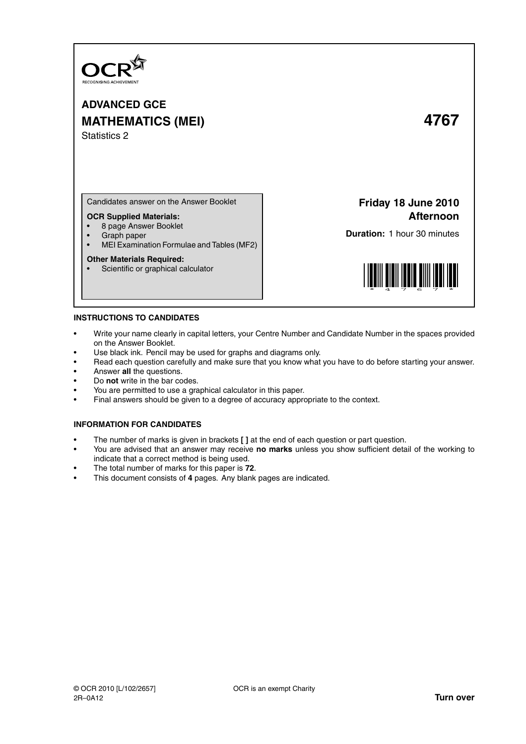OCR
RECOGNISING ACHIEVEMENT

# ADVANCED GCE
# MATHEMATICS (MEI) 4767

Statistics 2

Candidates answer on the Answer Booklet

**OCR Supplied Materials:**
- 8 page Answer Booklet
- Graph paper
- MEI Examination Formulae and Tables (MF2)

**Other Materials Required:**
- Scientific or graphical calculator

**Friday 18 June 2010**
**Afternoon**

**Duration:** 1 hour 30 minutes

## INSTRUCTIONS TO CANDIDATES

- Write your name clearly in capital letters, your Centre Number and Candidate Number in the spaces provided on the Answer Booklet.
- Use black ink. Pencil may be used for graphs and diagrams only.
- Read each question carefully and make sure that you know what you have to do before starting your answer.
- Answer **all** the questions.
- Do **not** write in the bar codes.
- You are permitted to use a graphical calculator in this paper.
- Final answers should be given to a degree of accuracy appropriate to the context.

## INFORMATION FOR CANDIDATES

- The number of marks is given in brackets **[ ]** at the end of each question or part question.
- You are advised that an answer may receive **no marks** unless you show sufficient detail of the working to indicate that a correct method is being used.
- The total number of marks for this paper is **72**.
- This document consists of **4** pages. Any blank pages are indicated.

© OCR 2010 [L/102/2657] OCR is an exempt Charity
2R–0A12 **Turn over**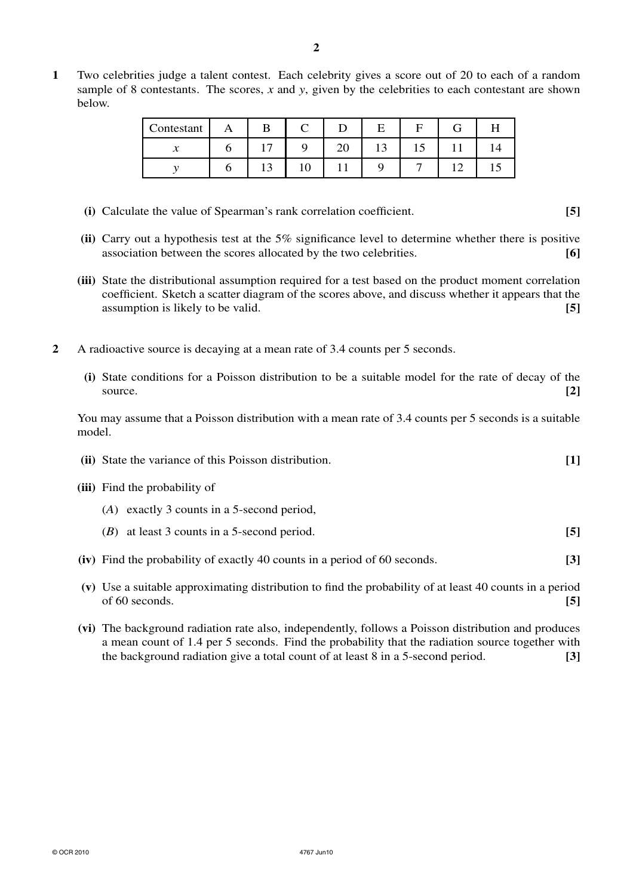**1** Two celebrities judge a talent contest. Each celebrity gives a score out of 20 to each of a random sample of 8 contestants. The scores, $x$ and $y$, given by the celebrities to each contestant are shown below.

| Contestant | A | B | C | D | E | F | G | H |
|---|---|---|---|---|---|---|---|---|
| $x$ | 6 | 17 | 9 | 20 | 13 | 15 | 11 | 14 |
| $y$ | 6 | 13 | 10 | 11 | 9 | 7 | 12 | 15 |

**(i)** Calculate the value of Spearman's rank correlation coefficient. **[5]**

**(ii)** Carry out a hypothesis test at the 5% significance level to determine whether there is positive association between the scores allocated by the two celebrities. **[6]**

**(iii)** State the distributional assumption required for a test based on the product moment correlation coefficient. Sketch a scatter diagram of the scores above, and discuss whether it appears that the assumption is likely to be valid. **[5]**

**2** A radioactive source is decaying at a mean rate of 3.4 counts per 5 seconds.

**(i)** State conditions for a Poisson distribution to be a suitable model for the rate of decay of the source. **[2]**

You may assume that a Poisson distribution with a mean rate of 3.4 counts per 5 seconds is a suitable model.

**(ii)** State the variance of this Poisson distribution. **[1]**

**(iii)** Find the probability of

(*A*) exactly 3 counts in a 5-second period,

(*B*) at least 3 counts in a 5-second period. **[5]**

**(iv)** Find the probability of exactly 40 counts in a period of 60 seconds. **[3]**

**(v)** Use a suitable approximating distribution to find the probability of at least 40 counts in a period of 60 seconds. **[5]**

**(vi)** The background radiation rate also, independently, follows a Poisson distribution and produces a mean count of 1.4 per 5 seconds. Find the probability that the radiation source together with the background radiation give a total count of at least 8 in a 5-second period. **[3]**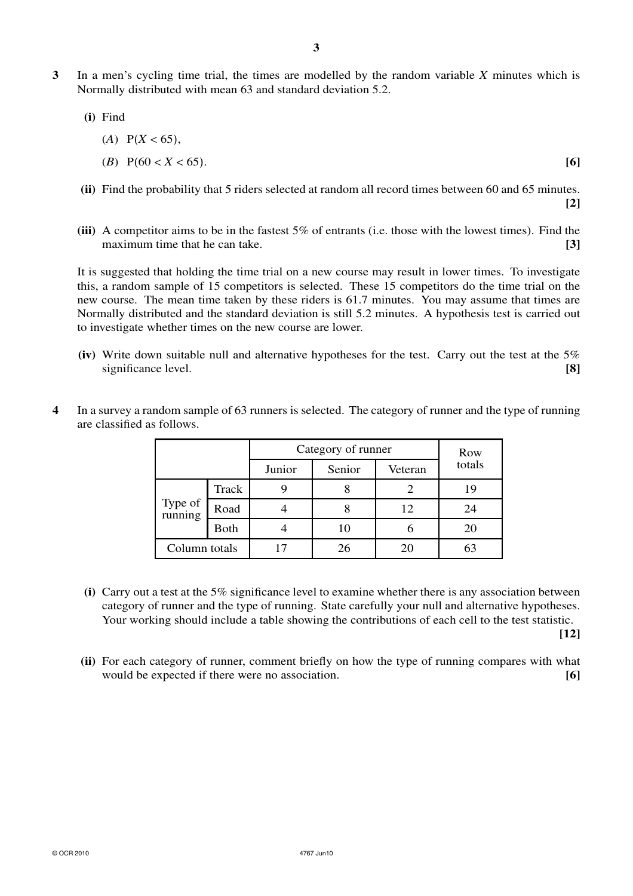**3** In a men's cycling time trial, the times are modelled by the random variable $X$ minutes which is Normally distributed with mean 63 and standard deviation 5.2.

**(i)** Find

(A) $P(X < 65)$,

(B) $P(60 < X < 65)$. **[6]**

**(ii)** Find the probability that 5 riders selected at random all record times between 60 and 65 minutes. **[2]**

**(iii)** A competitor aims to be in the fastest 5% of entrants (i.e. those with the lowest times). Find the maximum time that he can take. **[3]**

It is suggested that holding the time trial on a new course may result in lower times. To investigate this, a random sample of 15 competitors is selected. These 15 competitors do the time trial on the new course. The mean time taken by these riders is 61.7 minutes. You may assume that times are Normally distributed and the standard deviation is still 5.2 minutes. A hypothesis test is carried out to investigate whether times on the new course are lower.

**(iv)** Write down suitable null and alternative hypotheses for the test. Carry out the test at the 5% significance level. **[8]**

**4** In a survey a random sample of 63 runners is selected. The category of runner and the type of running are classified as follows.

| | | Category of runner | | | Row totals |
|---|---|---|---|---|---|
| | | Junior | Senior | Veteran | |
| Type of running | Track | 9 | 8 | 2 | 19 |
| | Road | 4 | 8 | 12 | 24 |
| | Both | 4 | 10 | 6 | 20 |
| Column totals | | 17 | 26 | 20 | 63 |

**(i)** Carry out a test at the 5% significance level to examine whether there is any association between category of runner and the type of running. State carefully your null and alternative hypotheses. Your working should include a table showing the contributions of each cell to the test statistic. **[12]**

**(ii)** For each category of runner, comment briefly on how the type of running compares with what would be expected if there were no association. **[6]**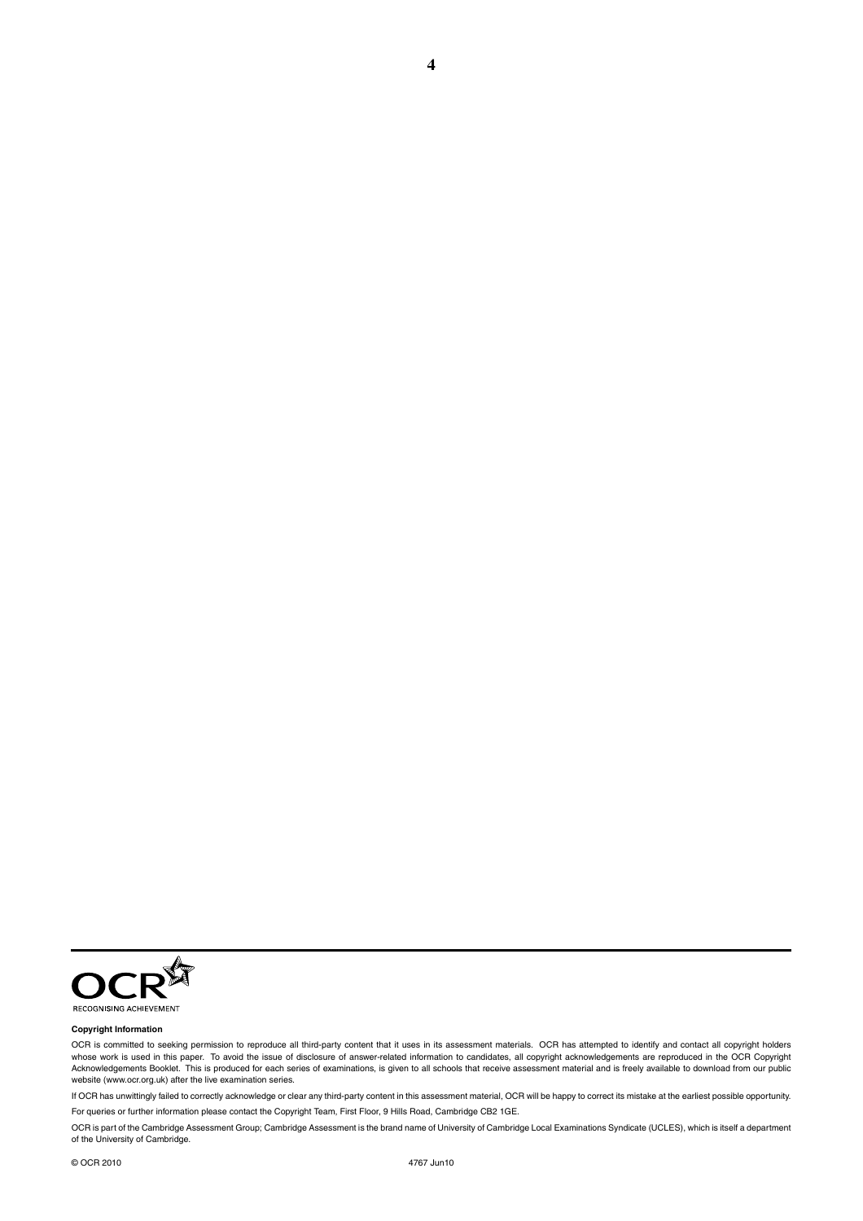RECOGNISING ACHIEVEMENT

**Copyright Information**

OCR is committed to seeking permission to reproduce all third-party content that it uses in its assessment materials. OCR has attempted to identify and contact all copyright holders whose work is used in this paper. To avoid the issue of disclosure of answer-related information to candidates, all copyright acknowledgements are reproduced in the OCR Copyright Acknowledgements Booklet. This is produced for each series of examinations, is given to all schools that receive assessment material and is freely available to download from our public website (www.ocr.org.uk) after the live examination series.

If OCR has unwittingly failed to correctly acknowledge or clear any third-party content in this assessment material, OCR will be happy to correct its mistake at the earliest possible opportunity.

For queries or further information please contact the Copyright Team, First Floor, 9 Hills Road, Cambridge CB2 1GE.

OCR is part of the Cambridge Assessment Group; Cambridge Assessment is the brand name of University of Cambridge Local Examinations Syndicate (UCLES), which is itself a department of the University of Cambridge.

© OCR 2010 4767 Jun10